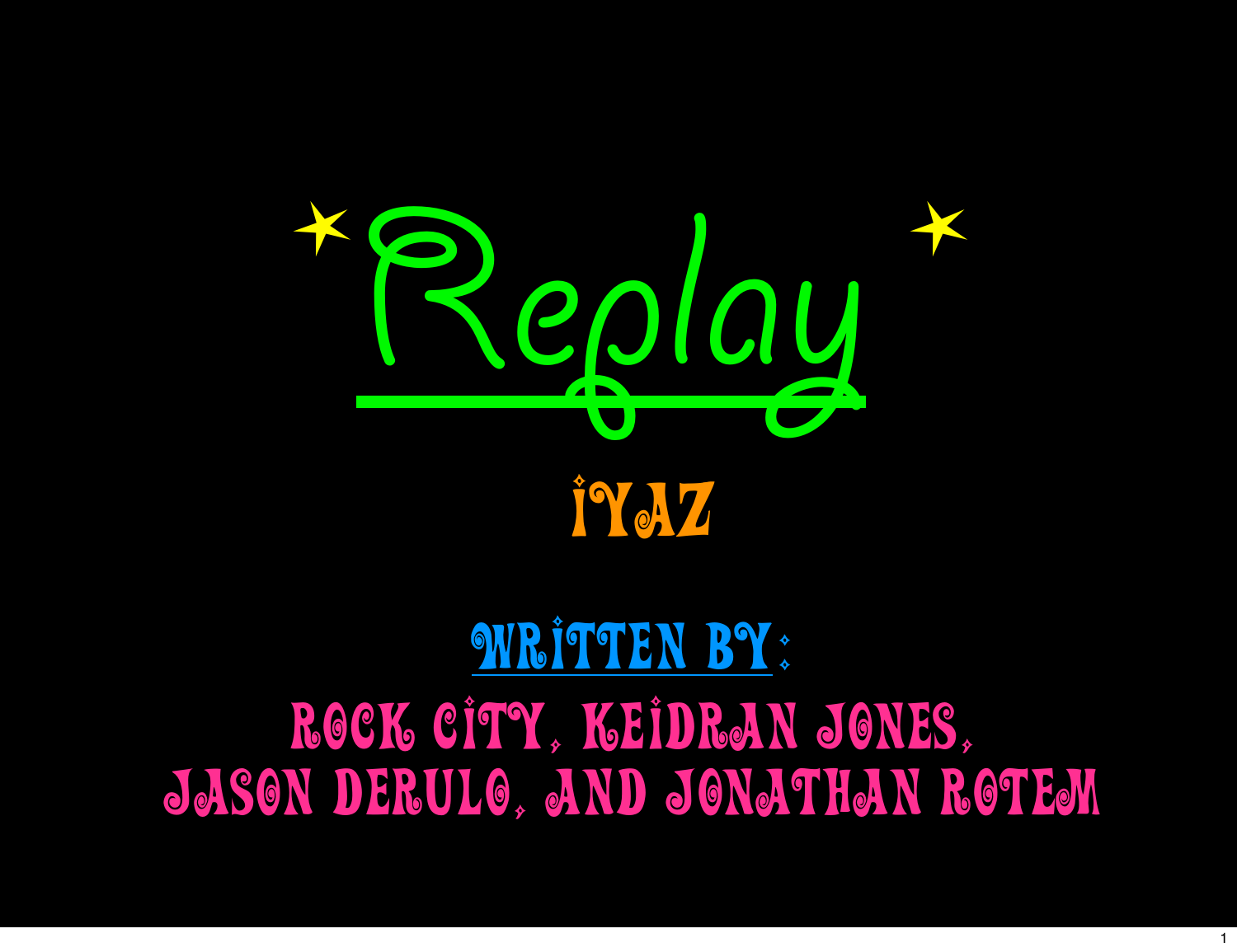# Replay

## IYAZ

WRITTEN BY:

ROCK CITY, KEIDRAN JONES, JASON DERULO, AND JONATHAN ROTEM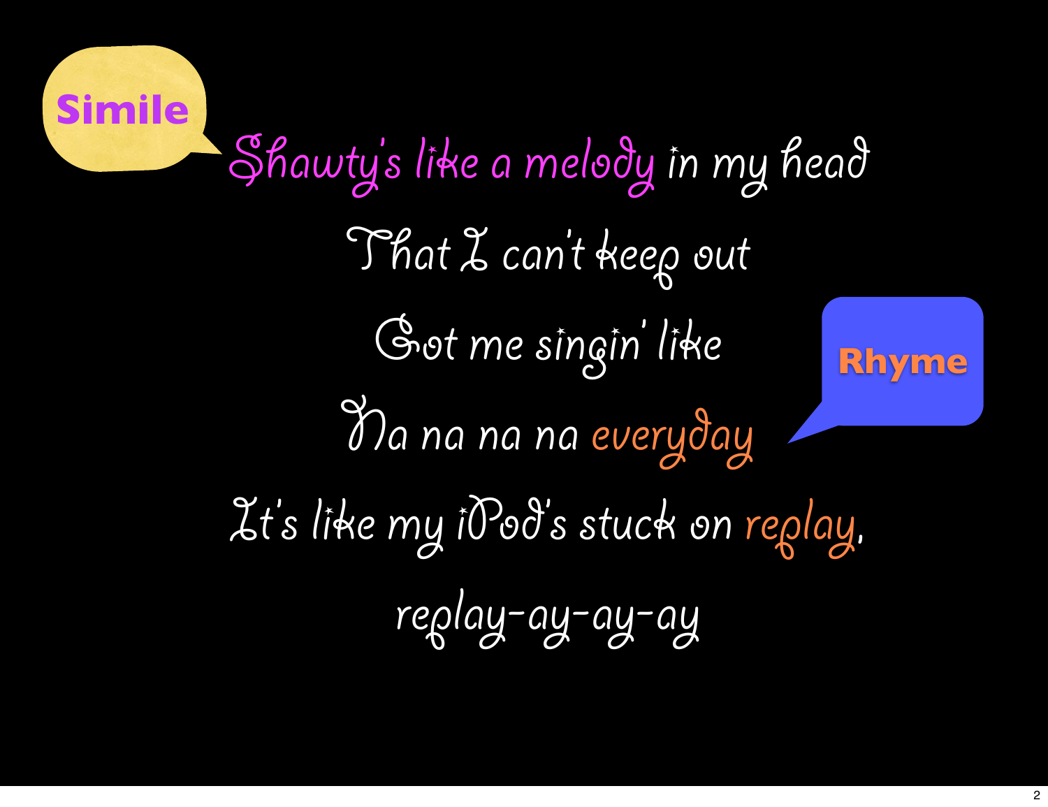Simile

Shawty's like a melody in my head

That I can't keep out

Got me singin' like

Na na na na everyday

Rhyme

It's like my iPod's stuck on replay,

replay-ay-ay-ay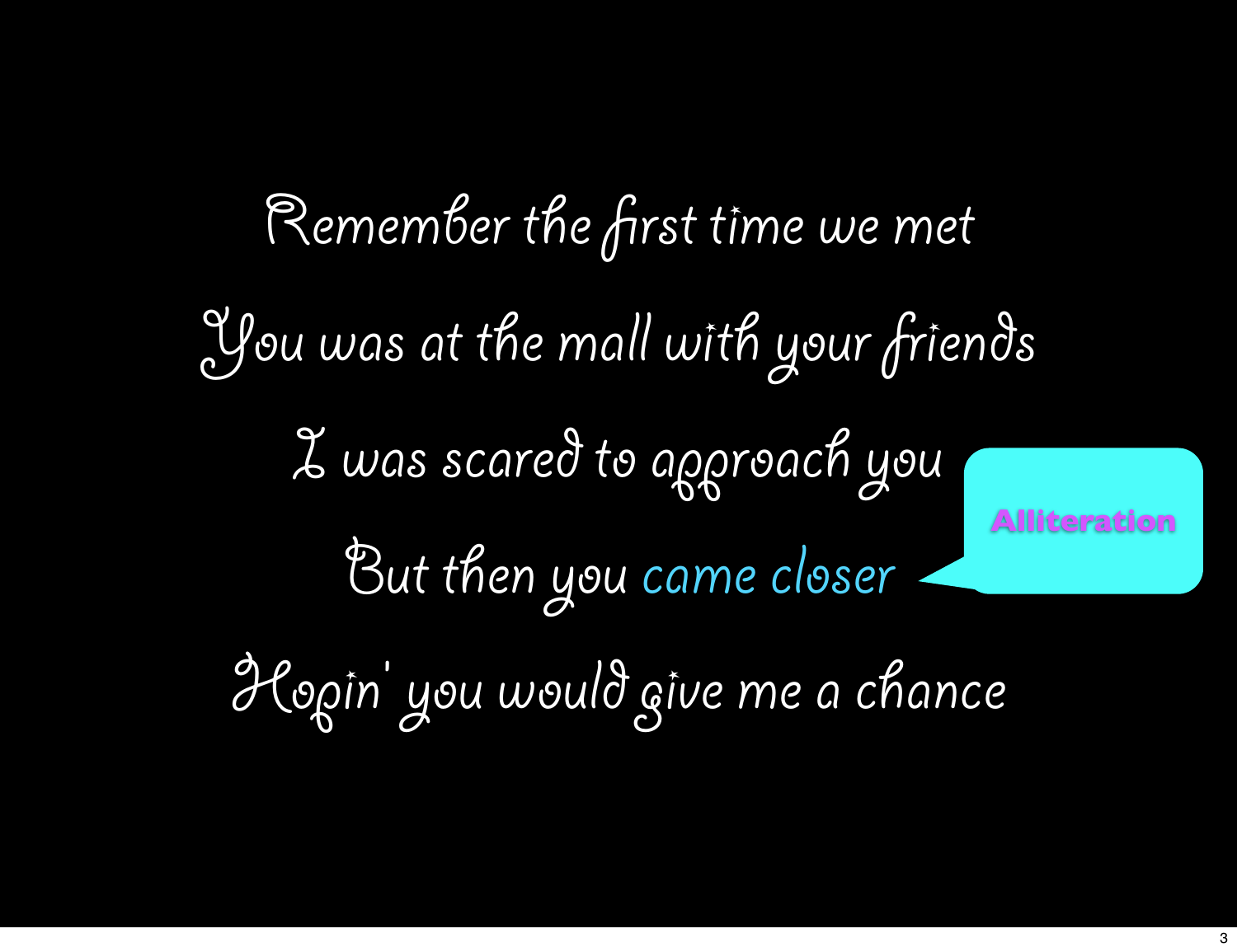Remember the first time we met

You was at the mall with your friends

I was scared to approach you

But then you came closer

Hopin' you would give me a chance

Alliteration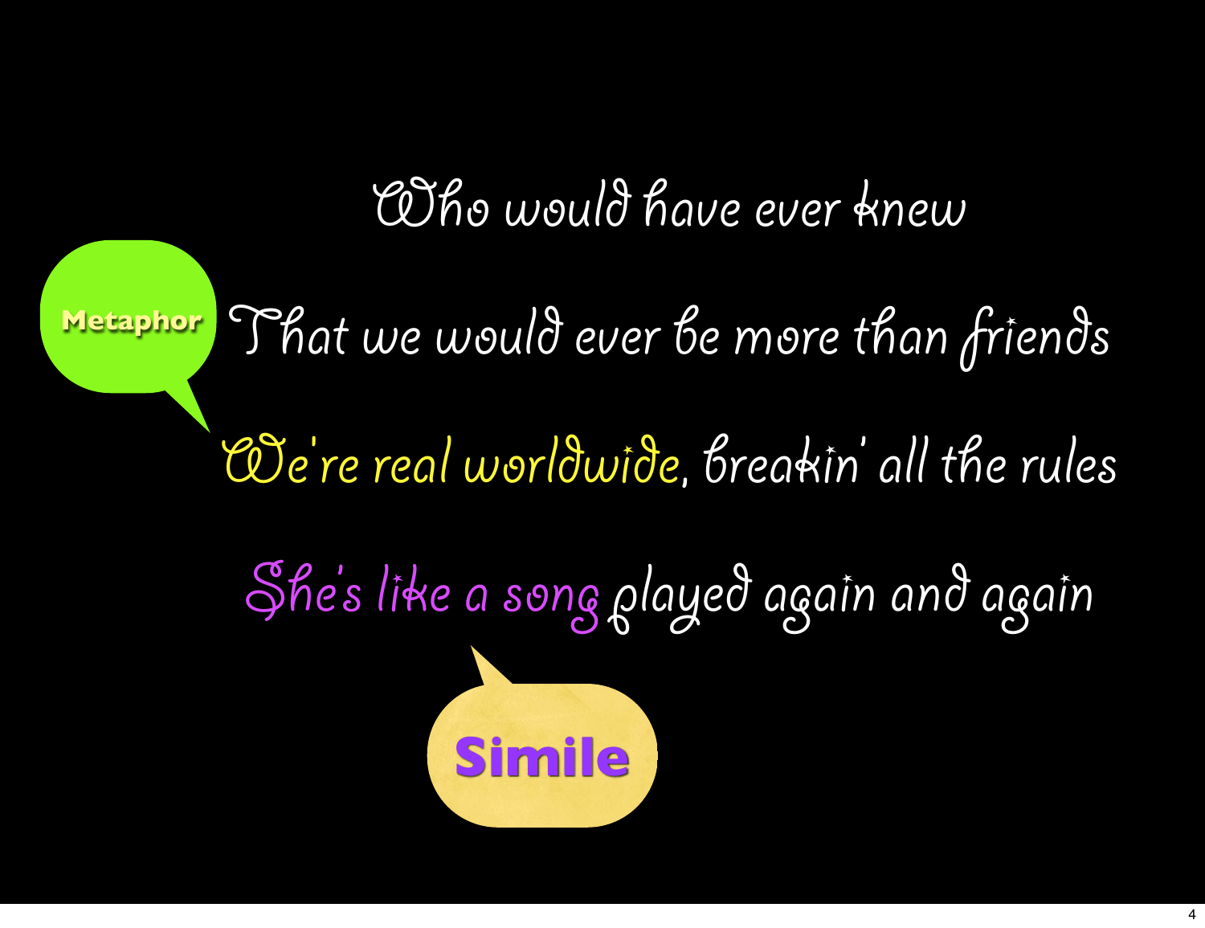Who would have ever knew

That we would ever be more than friends

We're real worldwide, breakin' all the rules

She's like a song played again and again

Metaphor

Simile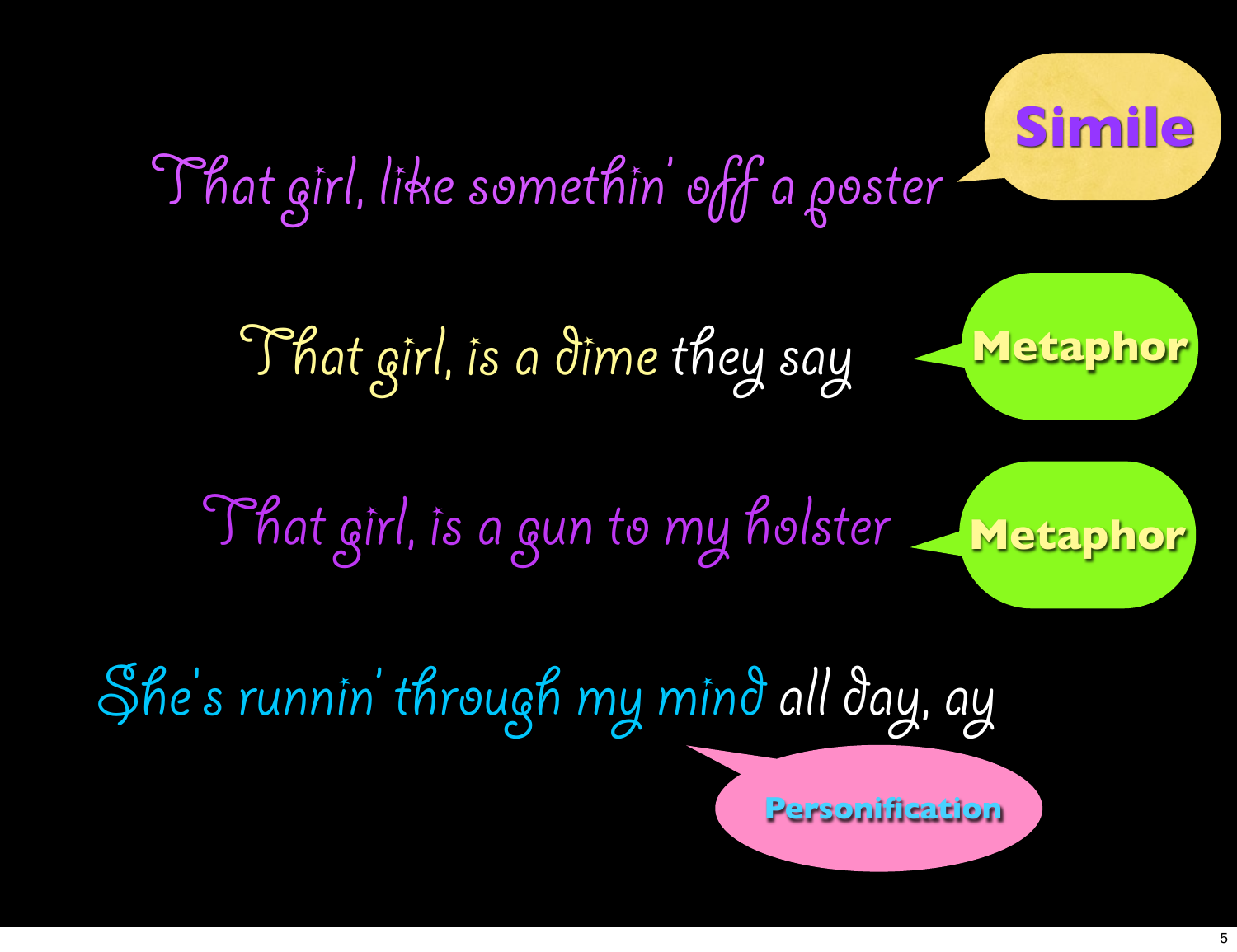That girl, like somethin' off a poster — **Simile**

That girl, is a dime they say — **Metaphor**

That girl, is a gun to my holster — **Metaphor**

She's runnin' through my mind all day, ay — **Personification**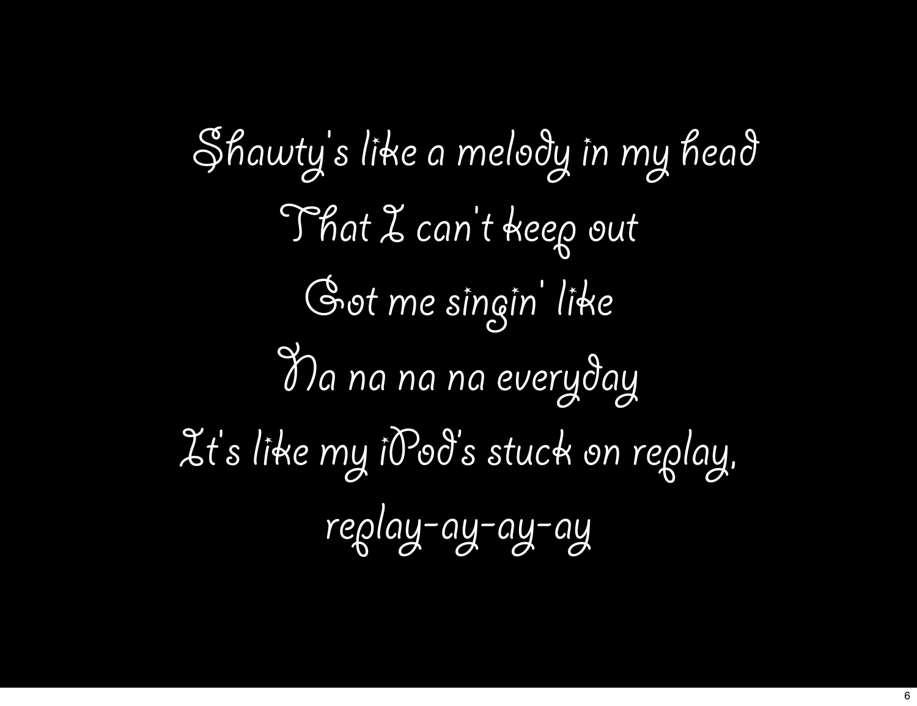Shawty's like a melody in my head

That I can't keep out

Got me singin' like

Na na na na everyday

It's like my iPod's stuck on replay,

replay-ay-ay-ay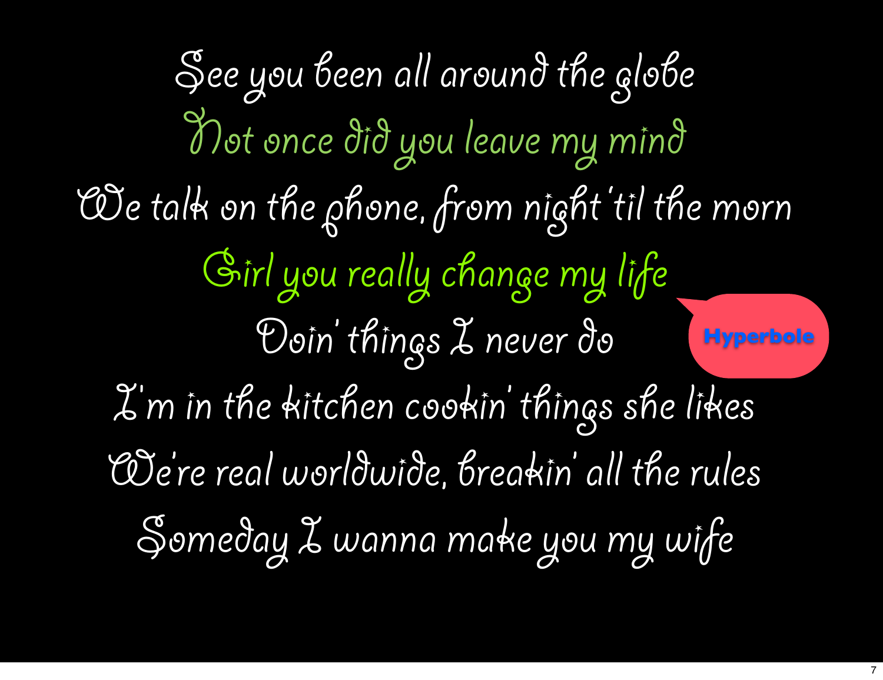See you been all around the globe

Not once did you leave my mind

We talk on the phone, from night 'til the morn

Girl you really change my life

Doin' things I never do

I'm in the kitchen cookin' things she likes

We're real worldwide, breakin' all the rules

Someday I wanna make you my wife

Hyperbole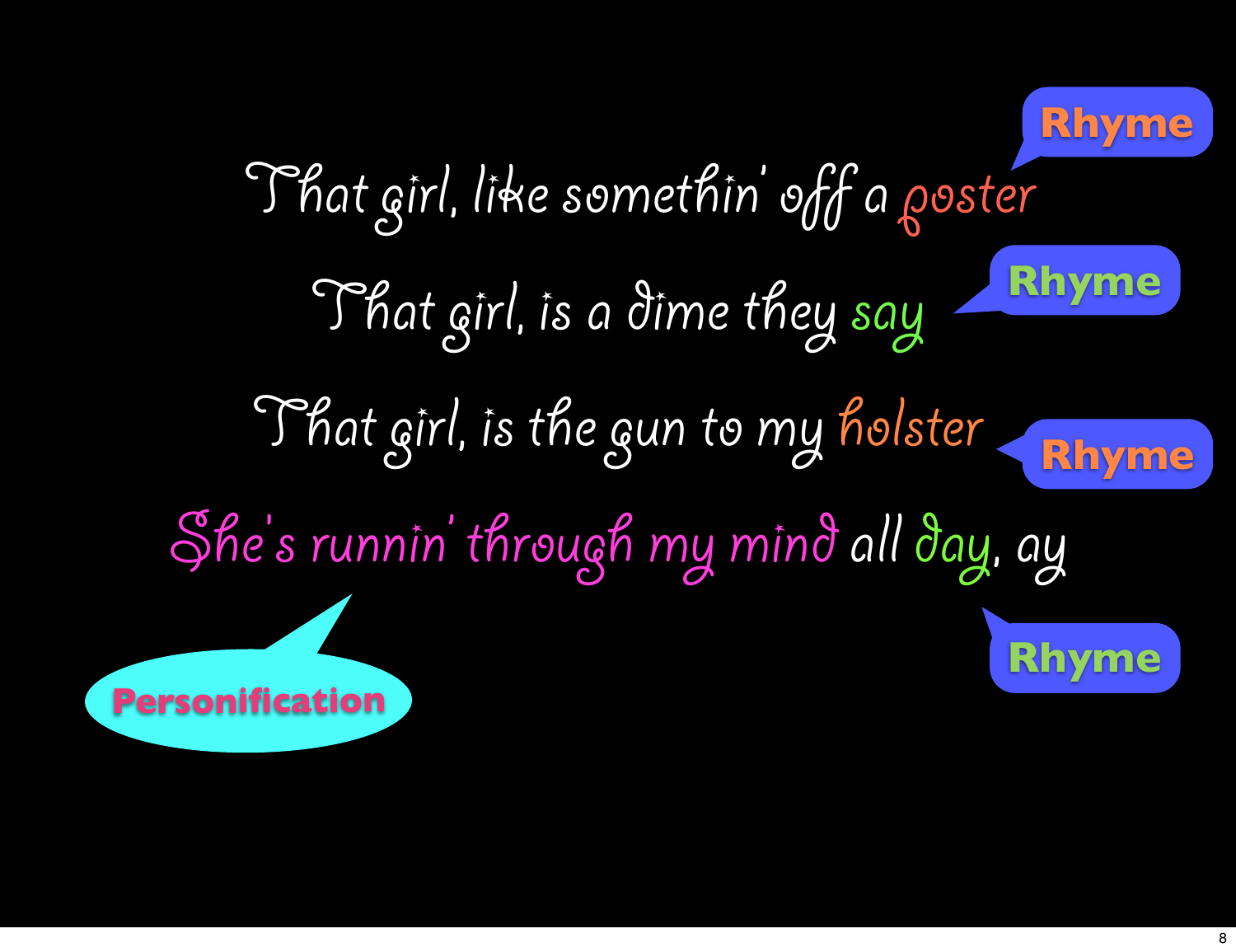That girl, like somethin' off a poster

That girl, is a dime they say

That girl, is the gun to my holster

She's runnin' through my mind all day, ay

Rhyme

Rhyme

Rhyme

Rhyme

Personification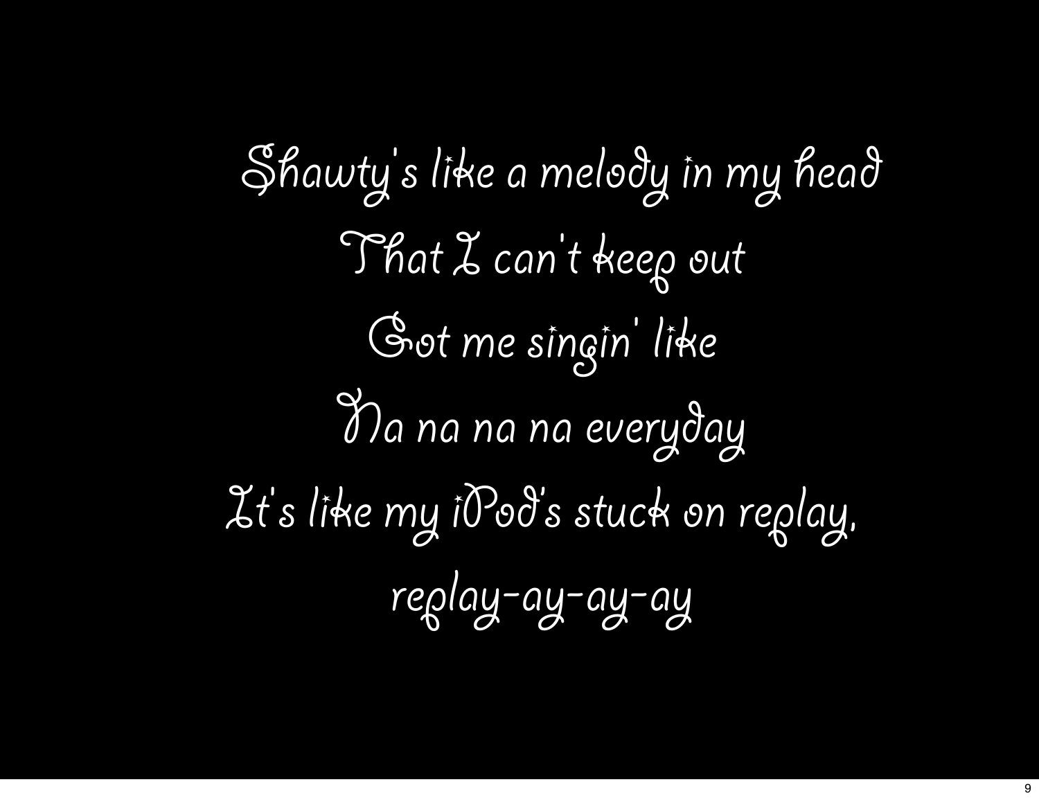Shawty's like a melody in my head

That I can't keep out

Got me singin' like

Na na na na everyday

It's like my iPod's stuck on replay,

replay-ay-ay-ay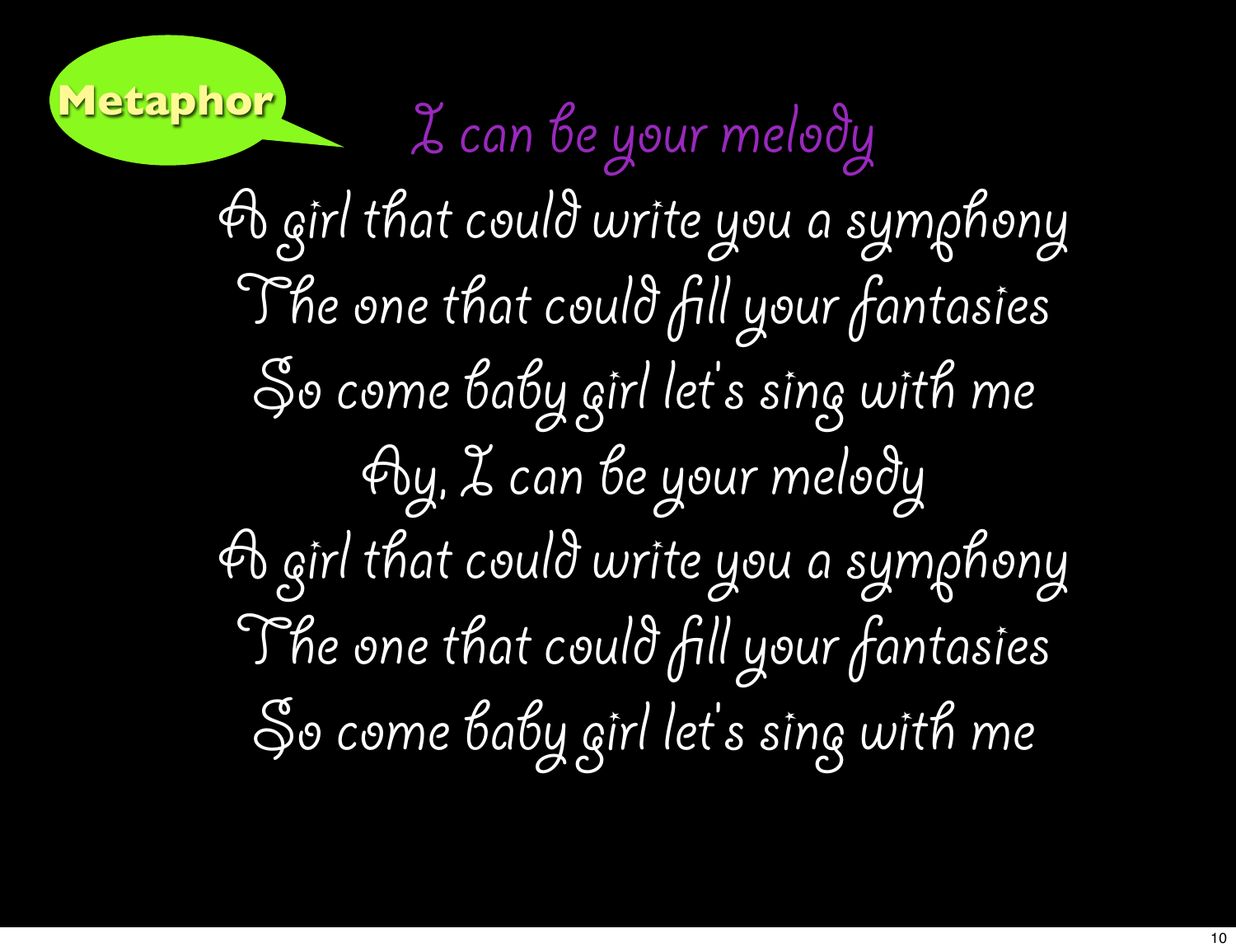**Metaphor**

I can be your melody
A girl that could write you a symphony
The one that could fill your fantasies
So come baby girl let's sing with me
Ay, I can be your melody
A girl that could write you a symphony
The one that could fill your fantasies
So come baby girl let's sing with me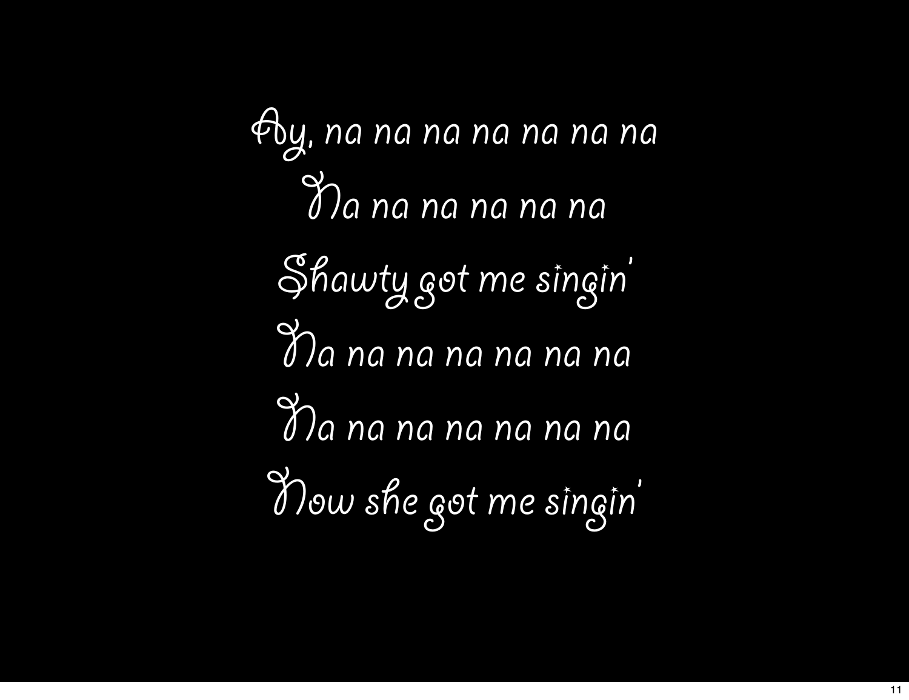Ay, na na na na na na na

Na na na na na na

Shawty got me singin'

Na na na na na na na

Na na na na na na na

Now she got me singin'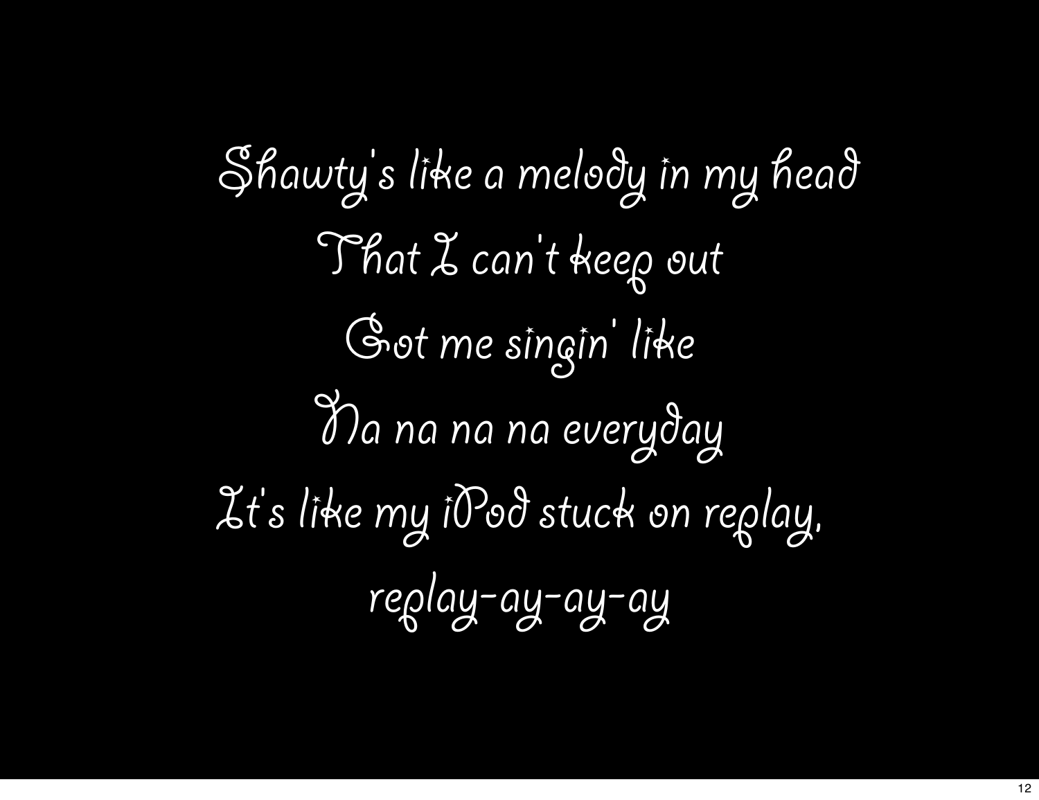Shawty's like a melody in my head

That I can't keep out

Got me singin' like

Na na na na everyday

It's like my iPod stuck on replay,

replay-ay-ay-ay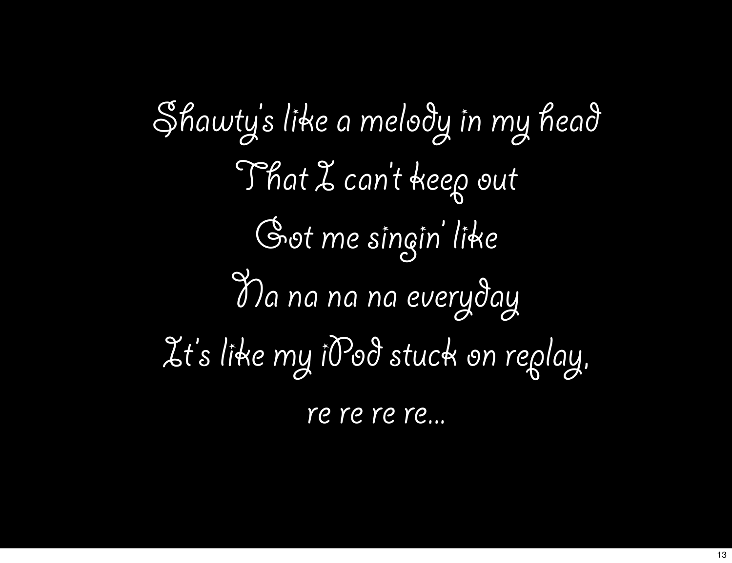Shawty's like a melody in my head

That I can't keep out

Got me singin' like

Na na na na everyday

It's like my iPod stuck on replay,

re re re re...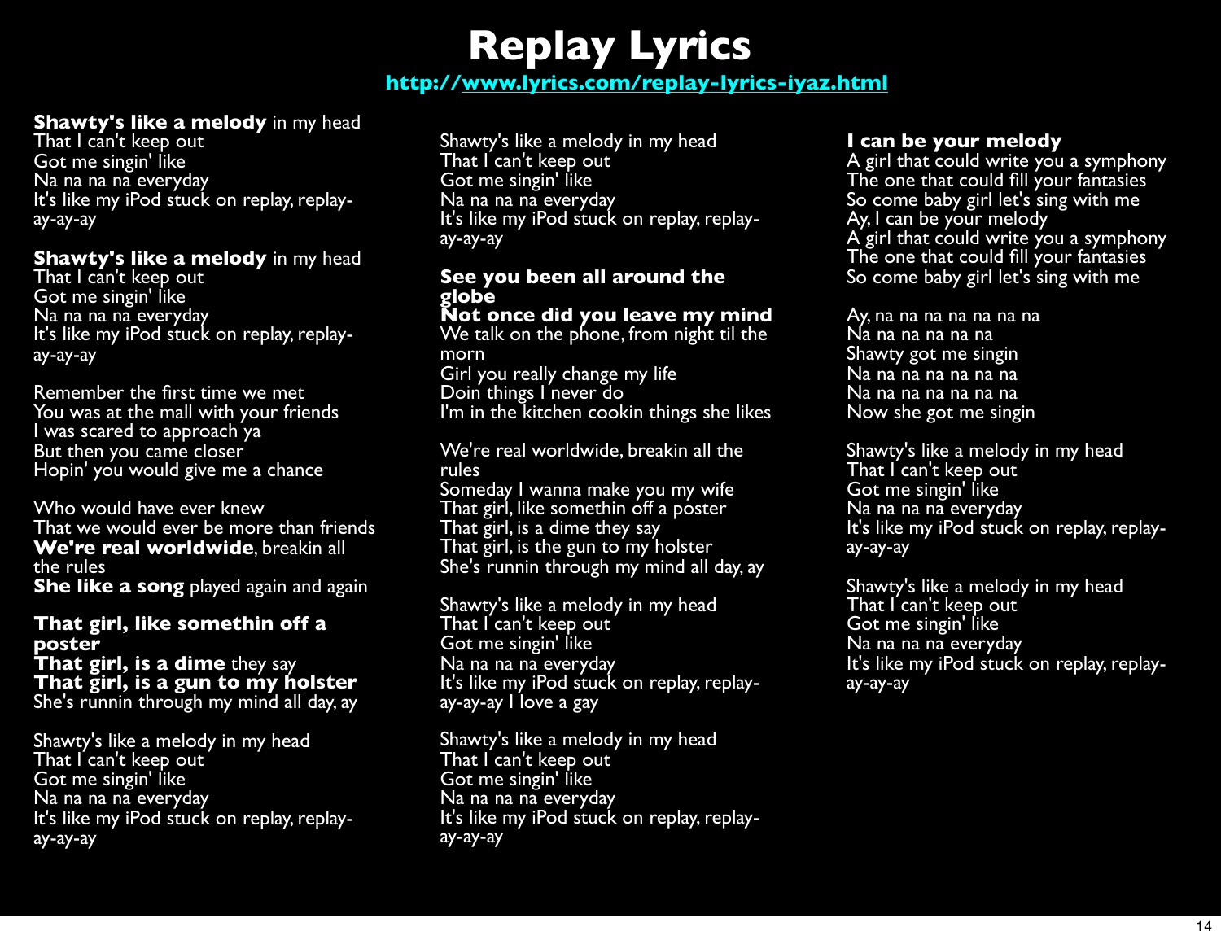# Replay Lyrics

http://www.lyrics.com/replay-lyrics-iyaz.html

**Shawty's like a melody** in my head
That I can't keep out
Got me singin' like
Na na na na everyday
It's like my iPod stuck on replay, replay-ay-ay-ay

**Shawty's like a melody** in my head
That I can't keep out
Got me singin' like
Na na na na everyday
It's like my iPod stuck on replay, replay-ay-ay-ay

Remember the first time we met
You was at the mall with your friends
I was scared to approach ya
But then you came closer
Hopin' you would give me a chance

Who would have ever knew
That we would ever be more than friends
**We're real worldwide**, breakin all the rules
**She like a song** played again and again

**That girl, like somethin off a poster**
**That girl, is a dime** they say
**That girl, is a gun to my holster**
She's runnin through my mind all day, ay

Shawty's like a melody in my head
That I can't keep out
Got me singin' like
Na na na na everyday
It's like my iPod stuck on replay, replay-ay-ay-ay

Shawty's like a melody in my head
That I can't keep out
Got me singin' like
Na na na na everyday
It's like my iPod stuck on replay, replay-ay-ay-ay

**See you been all around the globe**
**Not once did you leave my mind**
We talk on the phone, from night til the morn
Girl you really change my life
Doin things I never do
I'm in the kitchen cookin things she likes

We're real worldwide, breakin all the rules
Someday I wanna make you my wife
That girl, like somethin off a poster
That girl, is a dime they say
That girl, is the gun to my holster
She's runnin through my mind all day, ay

Shawty's like a melody in my head
That I can't keep out
Got me singin' like
Na na na na everyday
It's like my iPod stuck on replay, replay-ay-ay-ay I love a gay

Shawty's like a melody in my head
That I can't keep out
Got me singin' like
Na na na na everyday
It's like my iPod stuck on replay, replay-ay-ay-ay

**I can be your melody**
A girl that could write you a symphony
The one that could fill your fantasies
So come baby girl let's sing with me
Ay, I can be your melody
A girl that could write you a symphony
The one that could fill your fantasies
So come baby girl let's sing with me

Ay, na na na na na na na
Na na na na na na
Shawty got me singin
Na na na na na na na
Na na na na na na na
Now she got me singin

Shawty's like a melody in my head
That I can't keep out
Got me singin' like
Na na na na everyday
It's like my iPod stuck on replay, replay-ay-ay-ay

Shawty's like a melody in my head
That I can't keep out
Got me singin' like
Na na na na everyday
It's like my iPod stuck on replay, replay-ay-ay-ay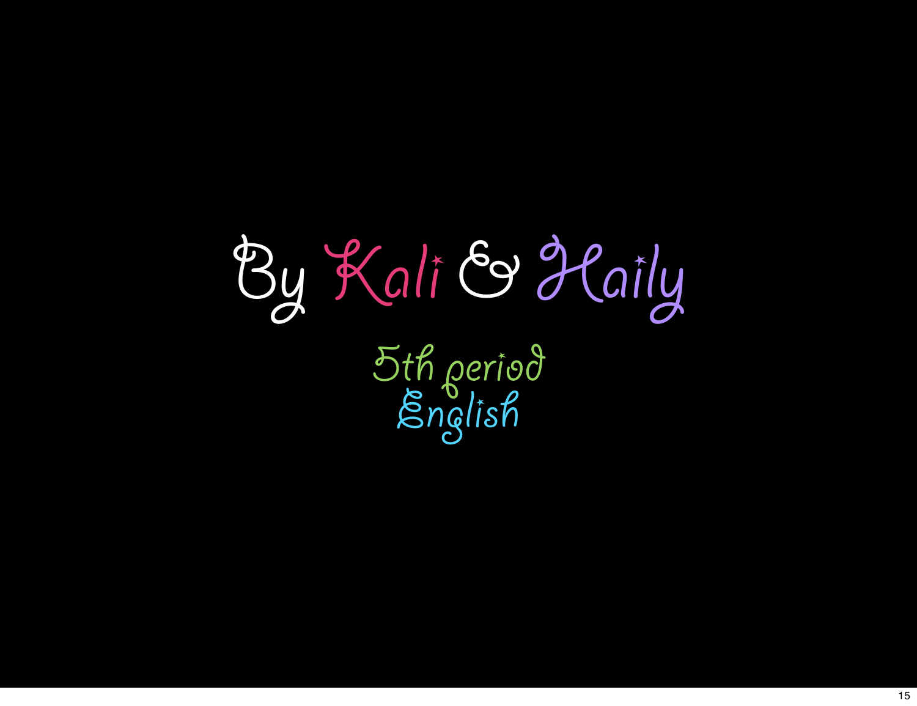By Kali & Haily

5th period
English